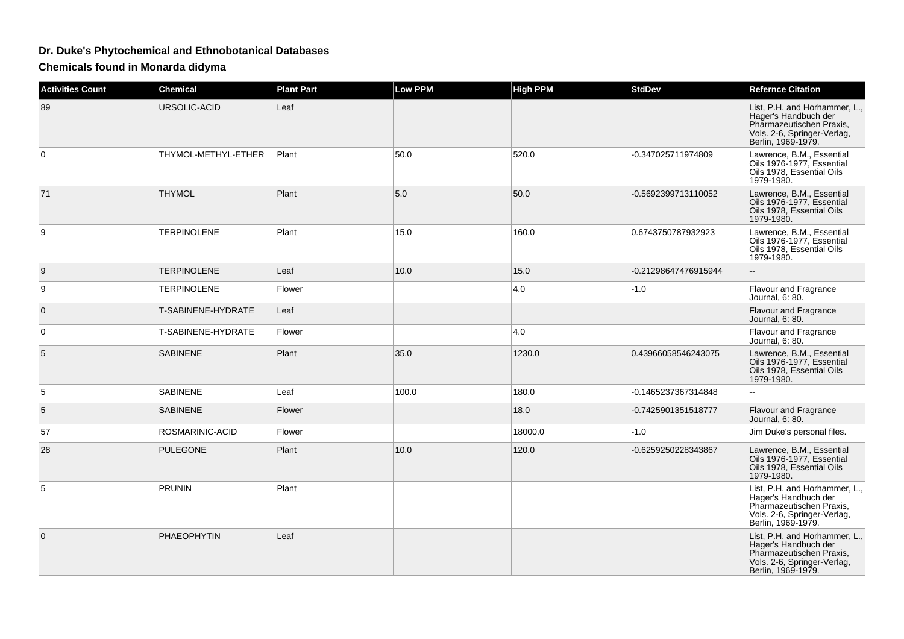# Dr. Duke's Phytochemical and Ethnobotanical Databases

## Chemicals found in Monarda didyma

| Activities Count | Chemical | Plant Part | Low PPM | High PPM | StdDev | Refernce Citation |
|---|---|---|---|---|---|---|
| 89 | URSOLIC-ACID | Leaf | | | | List, P.H. and Horhammer, L., Hager's Handbuch der Pharmazeutischen Praxis, Vols. 2-6, Springer-Verlag, Berlin, 1969-1979. |
| 0 | THYMOL-METHYL-ETHER | Plant | 50.0 | 520.0 | -0.347025711974809 | Lawrence, B.M., Essential Oils 1976-1977, Essential Oils 1978, Essential Oils 1979-1980. |
| 71 | THYMOL | Plant | 5.0 | 50.0 | -0.5692399713110052 | Lawrence, B.M., Essential Oils 1976-1977, Essential Oils 1978, Essential Oils 1979-1980. |
| 9 | TERPINOLENE | Plant | 15.0 | 160.0 | 0.6743750787932923 | Lawrence, B.M., Essential Oils 1976-1977, Essential Oils 1978, Essential Oils 1979-1980. |
| 9 | TERPINOLENE | Leaf | 10.0 | 15.0 | -0.21298647476915944 | -- |
| 9 | TERPINOLENE | Flower | | 4.0 | -1.0 | Flavour and Fragrance Journal, 6: 80. |
| 0 | T-SABINENE-HYDRATE | Leaf | | | | Flavour and Fragrance Journal, 6: 80. |
| 0 | T-SABINENE-HYDRATE | Flower | | 4.0 | | Flavour and Fragrance Journal, 6: 80. |
| 5 | SABINENE | Plant | 35.0 | 1230.0 | 0.43966058546243075 | Lawrence, B.M., Essential Oils 1976-1977, Essential Oils 1978, Essential Oils 1979-1980. |
| 5 | SABINENE | Leaf | 100.0 | 180.0 | -0.1465237367314848 | -- |
| 5 | SABINENE | Flower | | 18.0 | -0.7425901351518777 | Flavour and Fragrance Journal, 6: 80. |
| 57 | ROSMARINIC-ACID | Flower | | 18000.0 | -1.0 | Jim Duke's personal files. |
| 28 | PULEGONE | Plant | 10.0 | 120.0 | -0.6259250228343867 | Lawrence, B.M., Essential Oils 1976-1977, Essential Oils 1978, Essential Oils 1979-1980. |
| 5 | PRUNIN | Plant | | | | List, P.H. and Horhammer, L., Hager's Handbuch der Pharmazeutischen Praxis, Vols. 2-6, Springer-Verlag, Berlin, 1969-1979. |
| 0 | PHAEOPHYTIN | Leaf | | | | List, P.H. and Horhammer, L., Hager's Handbuch der Pharmazeutischen Praxis, Vols. 2-6, Springer-Verlag, Berlin, 1969-1979. |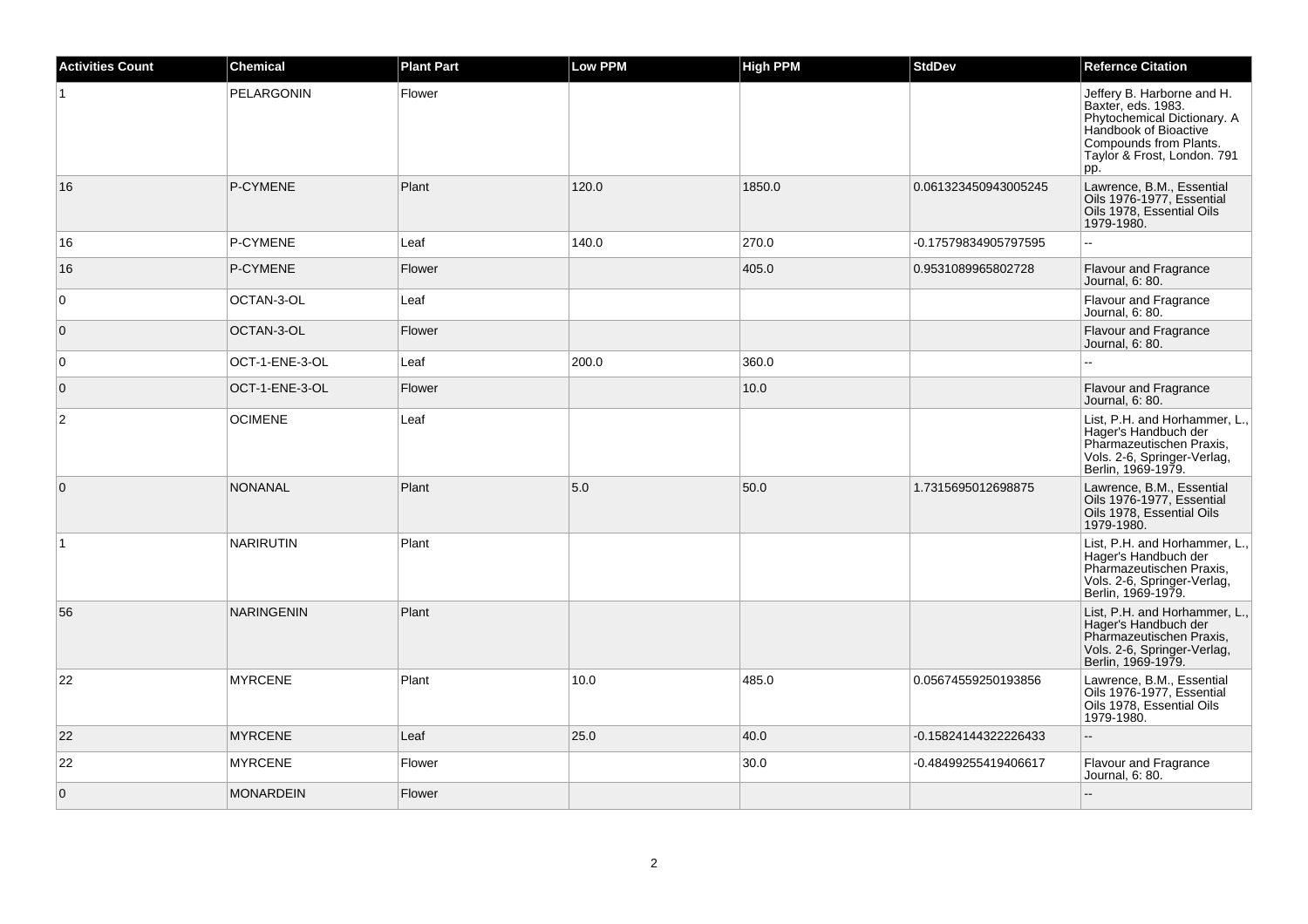| Activities Count | Chemical | Plant Part | Low PPM | High PPM | StdDev | Refernce Citation |
|---|---|---|---|---|---|---|
| 1 | PELARGONIN | Flower | | | | Jeffery B. Harborne and H. Baxter, eds. 1983. Phytochemical Dictionary. A Handbook of Bioactive Compounds from Plants. Taylor & Frost, London. 791 pp. |
| 16 | P-CYMENE | Plant | 120.0 | 1850.0 | 0.061323450943005245 | Lawrence, B.M., Essential Oils 1976-1977, Essential Oils 1978, Essential Oils 1979-1980. |
| 16 | P-CYMENE | Leaf | 140.0 | 270.0 | -0.17579834905797595 | -- |
| 16 | P-CYMENE | Flower | | 405.0 | 0.9531089965802728 | Flavour and Fragrance Journal, 6: 80. |
| 0 | OCTAN-3-OL | Leaf | | | | Flavour and Fragrance Journal, 6: 80. |
| 0 | OCTAN-3-OL | Flower | | | | Flavour and Fragrance Journal, 6: 80. |
| 0 | OCT-1-ENE-3-OL | Leaf | 200.0 | 360.0 | | -- |
| 0 | OCT-1-ENE-3-OL | Flower | | 10.0 | | Flavour and Fragrance Journal, 6: 80. |
| 2 | OCIMENE | Leaf | | | | List, P.H. and Horhammer, L., Hager's Handbuch der Pharmazeutischen Praxis, Vols. 2-6, Springer-Verlag, Berlin, 1969-1979. |
| 0 | NONANAL | Plant | 5.0 | 50.0 | 1.7315695012698875 | Lawrence, B.M., Essential Oils 1976-1977, Essential Oils 1978, Essential Oils 1979-1980. |
| 1 | NARIRUTIN | Plant | | | | List, P.H. and Horhammer, L., Hager's Handbuch der Pharmazeutischen Praxis, Vols. 2-6, Springer-Verlag, Berlin, 1969-1979. |
| 56 | NARINGENIN | Plant | | | | List, P.H. and Horhammer, L., Hager's Handbuch der Pharmazeutischen Praxis, Vols. 2-6, Springer-Verlag, Berlin, 1969-1979. |
| 22 | MYRCENE | Plant | 10.0 | 485.0 | 0.05674559250193856 | Lawrence, B.M., Essential Oils 1976-1977, Essential Oils 1978, Essential Oils 1979-1980. |
| 22 | MYRCENE | Leaf | 25.0 | 40.0 | -0.15824144322226433 | -- |
| 22 | MYRCENE | Flower | | 30.0 | -0.48499255419406617 | Flavour and Fragrance Journal, 6: 80. |
| 0 | MONARDEIN | Flower | | | | -- |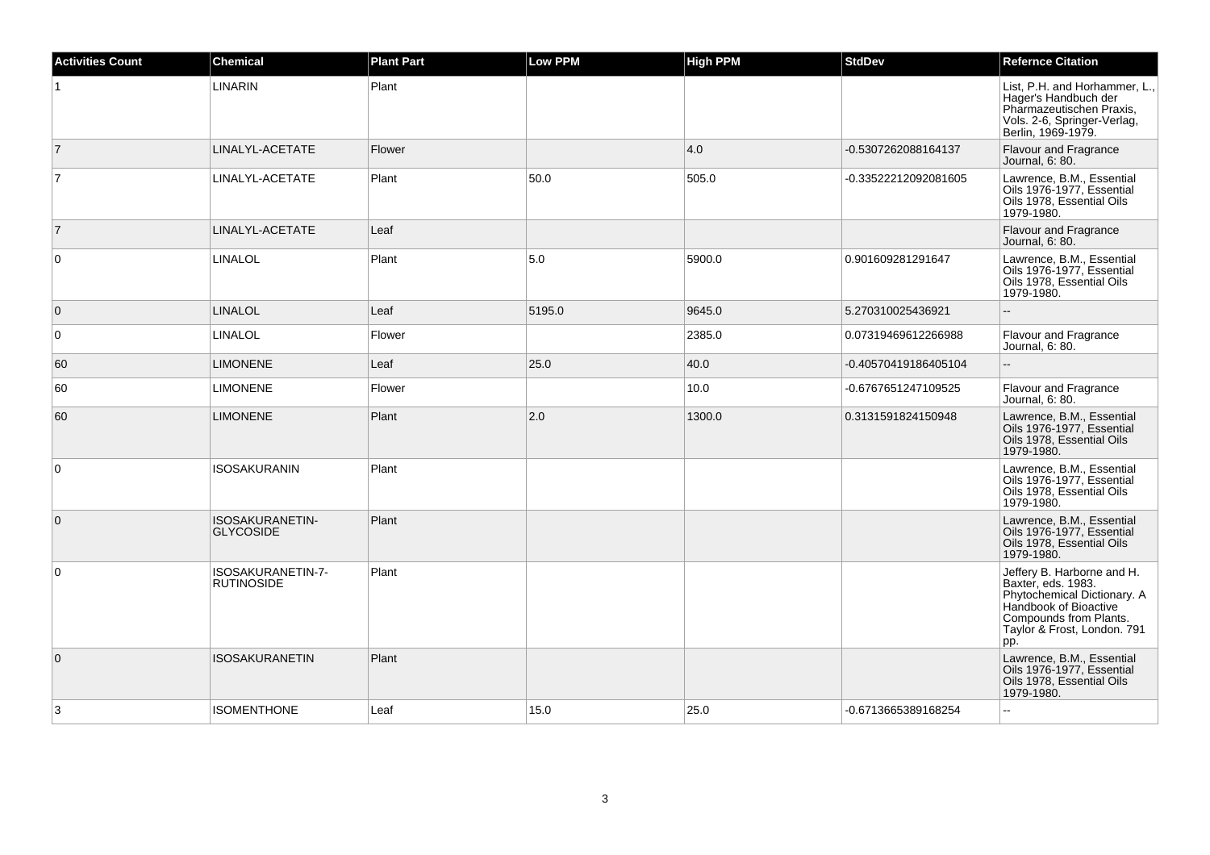| Activities Count | Chemical | Plant Part | Low PPM | High PPM | StdDev | Refernce Citation |
| --- | --- | --- | --- | --- | --- | --- |
| 1 | LINARIN | Plant | | | | List, P.H. and Horhammer, L., Hager's Handbuch der Pharmazeutischen Praxis, Vols. 2-6, Springer-Verlag, Berlin, 1969-1979. |
| 7 | LINALYL-ACETATE | Flower | | 4.0 | -0.5307262088164137 | Flavour and Fragrance Journal, 6: 80. |
| 7 | LINALYL-ACETATE | Plant | 50.0 | 505.0 | -0.33522212092081605 | Lawrence, B.M., Essential Oils 1976-1977, Essential Oils 1978, Essential Oils 1979-1980. |
| 7 | LINALYL-ACETATE | Leaf | | | | Flavour and Fragrance Journal, 6: 80. |
| 0 | LINALOL | Plant | 5.0 | 5900.0 | 0.901609281291647 | Lawrence, B.M., Essential Oils 1976-1977, Essential Oils 1978, Essential Oils 1979-1980. |
| 0 | LINALOL | Leaf | 5195.0 | 9645.0 | 5.270310025436921 | -- |
| 0 | LINALOL | Flower | | 2385.0 | 0.07319469612266988 | Flavour and Fragrance Journal, 6: 80. |
| 60 | LIMONENE | Leaf | 25.0 | 40.0 | -0.40570419186405104 | -- |
| 60 | LIMONENE | Flower | | 10.0 | -0.6767651247109525 | Flavour and Fragrance Journal, 6: 80. |
| 60 | LIMONENE | Plant | 2.0 | 1300.0 | 0.3131591824150948 | Lawrence, B.M., Essential Oils 1976-1977, Essential Oils 1978, Essential Oils 1979-1980. |
| 0 | ISOSAKURANIN | Plant | | | | Lawrence, B.M., Essential Oils 1976-1977, Essential Oils 1978, Essential Oils 1979-1980. |
| 0 | ISOSAKURANETIN-GLYCOSIDE | Plant | | | | Lawrence, B.M., Essential Oils 1976-1977, Essential Oils 1978, Essential Oils 1979-1980. |
| 0 | ISOSAKURANETIN-7-RUTINOSIDE | Plant | | | | Jeffery B. Harborne and H. Baxter, eds. 1983. Phytochemical Dictionary. A Handbook of Bioactive Compounds from Plants. Taylor & Frost, London. 791 pp. |
| 0 | ISOSAKURANETIN | Plant | | | | Lawrence, B.M., Essential Oils 1976-1977, Essential Oils 1978, Essential Oils 1979-1980. |
| 3 | ISOMENTHONE | Leaf | 15.0 | 25.0 | -0.6713665389168254 | -- |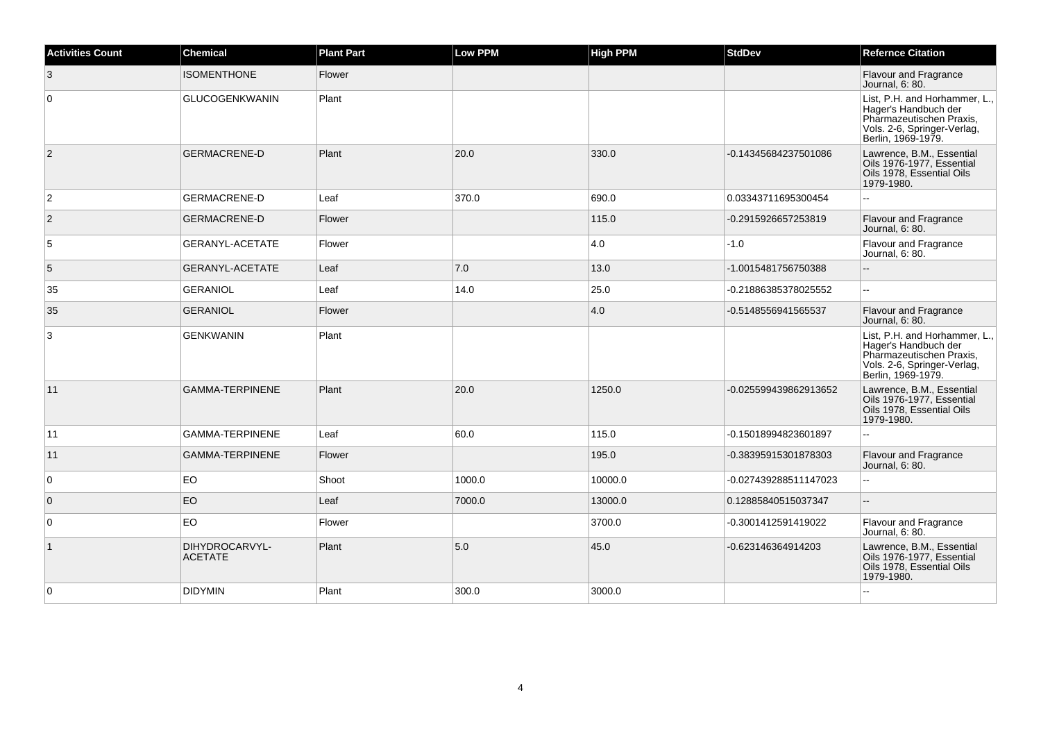| Activities Count | Chemical | Plant Part | Low PPM | High PPM | StdDev | Refernce Citation |
|---|---|---|---|---|---|---|
| 3 | ISOMENTHONE | Flower | | | | Flavour and Fragrance Journal, 6: 80. |
| 0 | GLUCOGENKWANIN | Plant | | | | List, P.H. and Horhammer, L., Hager's Handbuch der Pharmazeutischen Praxis, Vols. 2-6, Springer-Verlag, Berlin, 1969-1979. |
| 2 | GERMACRENE-D | Plant | 20.0 | 330.0 | -0.14345684237501086 | Lawrence, B.M., Essential Oils 1976-1977, Essential Oils 1978, Essential Oils 1979-1980. |
| 2 | GERMACRENE-D | Leaf | 370.0 | 690.0 | 0.03343711695300454 | -- |
| 2 | GERMACRENE-D | Flower | | 115.0 | -0.2915926657253819 | Flavour and Fragrance Journal, 6: 80. |
| 5 | GERANYL-ACETATE | Flower | | 4.0 | -1.0 | Flavour and Fragrance Journal, 6: 80. |
| 5 | GERANYL-ACETATE | Leaf | 7.0 | 13.0 | -1.0015481756750388 | -- |
| 35 | GERANIOL | Leaf | 14.0 | 25.0 | -0.21886385378025552 | -- |
| 35 | GERANIOL | Flower | | 4.0 | -0.5148556941565537 | Flavour and Fragrance Journal, 6: 80. |
| 3 | GENKWANIN | Plant | | | | List, P.H. and Horhammer, L., Hager's Handbuch der Pharmazeutischen Praxis, Vols. 2-6, Springer-Verlag, Berlin, 1969-1979. |
| 11 | GAMMA-TERPINENE | Plant | 20.0 | 1250.0 | -0.025599439862913652 | Lawrence, B.M., Essential Oils 1976-1977, Essential Oils 1978, Essential Oils 1979-1980. |
| 11 | GAMMA-TERPINENE | Leaf | 60.0 | 115.0 | -0.15018994823601897 | -- |
| 11 | GAMMA-TERPINENE | Flower | | 195.0 | -0.38395915301878303 | Flavour and Fragrance Journal, 6: 80. |
| 0 | EO | Shoot | 1000.0 | 10000.0 | -0.027439288511147023 | -- |
| 0 | EO | Leaf | 7000.0 | 13000.0 | 0.12885840515037347 | -- |
| 0 | EO | Flower | | 3700.0 | -0.3001412591419022 | Flavour and Fragrance Journal, 6: 80. |
| 1 | DIHYDROCARVYL-ACETATE | Plant | 5.0 | 45.0 | -0.623146364914203 | Lawrence, B.M., Essential Oils 1976-1977, Essential Oils 1978, Essential Oils 1979-1980. |
| 0 | DIDYMIN | Plant | 300.0 | 3000.0 | | -- |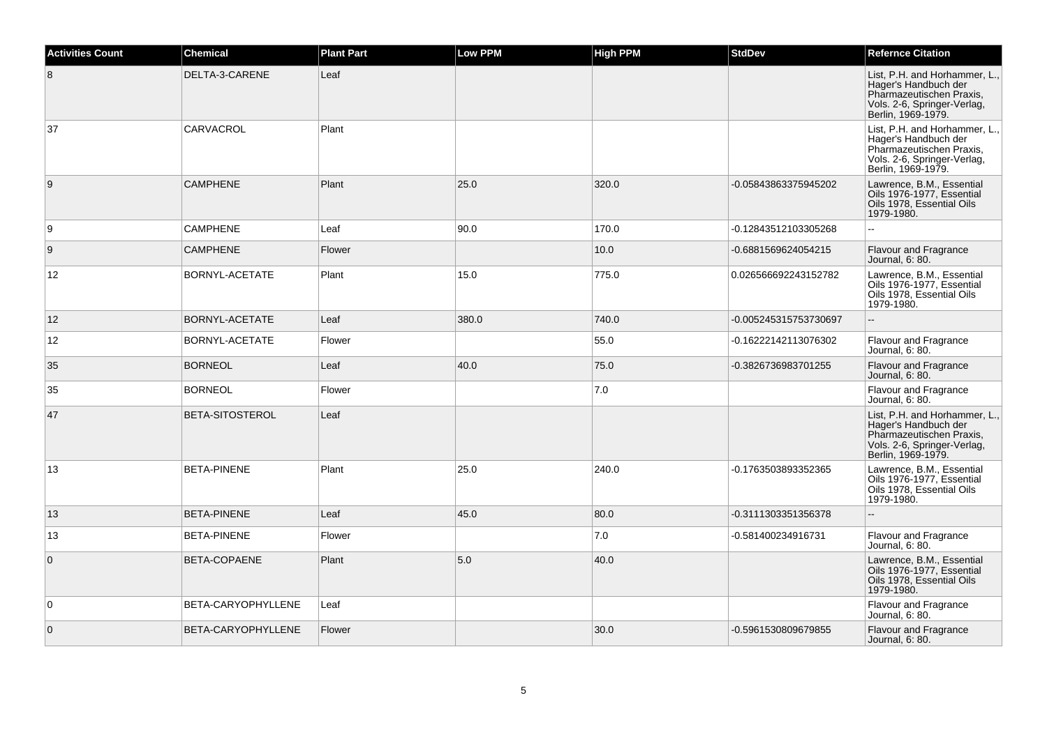| Activities Count | Chemical | Plant Part | Low PPM | High PPM | StdDev | Refernce Citation |
|---|---|---|---|---|---|---|
| 8 | DELTA-3-CARENE | Leaf | | | | List, P.H. and Horhammer, L., Hager's Handbuch der Pharmazeutischen Praxis, Vols. 2-6, Springer-Verlag, Berlin, 1969-1979. |
| 37 | CARVACROL | Plant | | | | List, P.H. and Horhammer, L., Hager's Handbuch der Pharmazeutischen Praxis, Vols. 2-6, Springer-Verlag, Berlin, 1969-1979. |
| 9 | CAMPHENE | Plant | 25.0 | 320.0 | -0.05843863375945202 | Lawrence, B.M., Essential Oils 1976-1977, Essential Oils 1978, Essential Oils 1979-1980. |
| 9 | CAMPHENE | Leaf | 90.0 | 170.0 | -0.12843512103305268 | -- |
| 9 | CAMPHENE | Flower | | 10.0 | -0.6881569624054215 | Flavour and Fragrance Journal, 6: 80. |
| 12 | BORNYL-ACETATE | Plant | 15.0 | 775.0 | 0.026566692243152782 | Lawrence, B.M., Essential Oils 1976-1977, Essential Oils 1978, Essential Oils 1979-1980. |
| 12 | BORNYL-ACETATE | Leaf | 380.0 | 740.0 | -0.005245315753730697 | -- |
| 12 | BORNYL-ACETATE | Flower | | 55.0 | -0.16222142113076302 | Flavour and Fragrance Journal, 6: 80. |
| 35 | BORNEOL | Leaf | 40.0 | 75.0 | -0.3826736983701255 | Flavour and Fragrance Journal, 6: 80. |
| 35 | BORNEOL | Flower | | 7.0 | | Flavour and Fragrance Journal, 6: 80. |
| 47 | BETA-SITOSTEROL | Leaf | | | | List, P.H. and Horhammer, L., Hager's Handbuch der Pharmazeutischen Praxis, Vols. 2-6, Springer-Verlag, Berlin, 1969-1979. |
| 13 | BETA-PINENE | Plant | 25.0 | 240.0 | -0.1763503893352365 | Lawrence, B.M., Essential Oils 1976-1977, Essential Oils 1978, Essential Oils 1979-1980. |
| 13 | BETA-PINENE | Leaf | 45.0 | 80.0 | -0.3111303351356378 | -- |
| 13 | BETA-PINENE | Flower | | 7.0 | -0.581400234916731 | Flavour and Fragrance Journal, 6: 80. |
| 0 | BETA-COPAENE | Plant | 5.0 | 40.0 | | Lawrence, B.M., Essential Oils 1976-1977, Essential Oils 1978, Essential Oils 1979-1980. |
| 0 | BETA-CARYOPHYLLENE | Leaf | | | | Flavour and Fragrance Journal, 6: 80. |
| 0 | BETA-CARYOPHYLLENE | Flower | | 30.0 | -0.5961530809679855 | Flavour and Fragrance Journal, 6: 80. |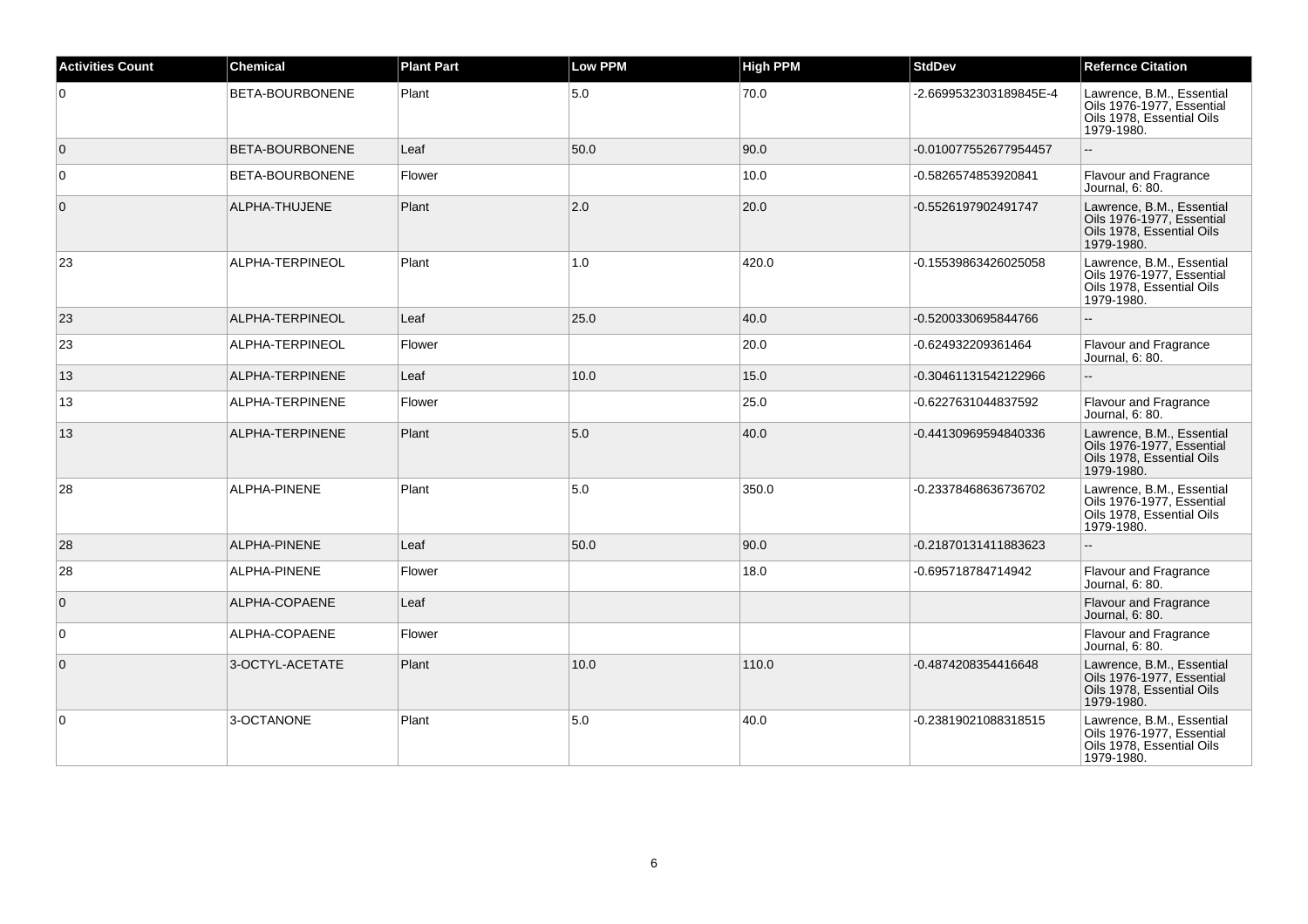| Activities Count | Chemical | Plant Part | Low PPM | High PPM | StdDev | Refernce Citation |
| --- | --- | --- | --- | --- | --- | --- |
| 0 | BETA-BOURBONENE | Plant | 5.0 | 70.0 | -2.6699532303189845E-4 | Lawrence, B.M., Essential Oils 1976-1977, Essential Oils 1978, Essential Oils 1979-1980. |
| 0 | BETA-BOURBONENE | Leaf | 50.0 | 90.0 | -0.010077552677954457 | -- |
| 0 | BETA-BOURBONENE | Flower | | 10.0 | -0.5826574853920841 | Flavour and Fragrance Journal, 6: 80. |
| 0 | ALPHA-THUJENE | Plant | 2.0 | 20.0 | -0.5526197902491747 | Lawrence, B.M., Essential Oils 1976-1977, Essential Oils 1978, Essential Oils 1979-1980. |
| 23 | ALPHA-TERPINEOL | Plant | 1.0 | 420.0 | -0.15539863426025058 | Lawrence, B.M., Essential Oils 1976-1977, Essential Oils 1978, Essential Oils 1979-1980. |
| 23 | ALPHA-TERPINEOL | Leaf | 25.0 | 40.0 | -0.5200330695844766 | -- |
| 23 | ALPHA-TERPINEOL | Flower | | 20.0 | -0.624932209361464 | Flavour and Fragrance Journal, 6: 80. |
| 13 | ALPHA-TERPINENE | Leaf | 10.0 | 15.0 | -0.30461131542122966 | -- |
| 13 | ALPHA-TERPINENE | Flower | | 25.0 | -0.6227631044837592 | Flavour and Fragrance Journal, 6: 80. |
| 13 | ALPHA-TERPINENE | Plant | 5.0 | 40.0 | -0.44130969594840336 | Lawrence, B.M., Essential Oils 1976-1977, Essential Oils 1978, Essential Oils 1979-1980. |
| 28 | ALPHA-PINENE | Plant | 5.0 | 350.0 | -0.23378468636736702 | Lawrence, B.M., Essential Oils 1976-1977, Essential Oils 1978, Essential Oils 1979-1980. |
| 28 | ALPHA-PINENE | Leaf | 50.0 | 90.0 | -0.21870131411883623 | -- |
| 28 | ALPHA-PINENE | Flower | | 18.0 | -0.695718784714942 | Flavour and Fragrance Journal, 6: 80. |
| 0 | ALPHA-COPAENE | Leaf | | | | Flavour and Fragrance Journal, 6: 80. |
| 0 | ALPHA-COPAENE | Flower | | | | Flavour and Fragrance Journal, 6: 80. |
| 0 | 3-OCTYL-ACETATE | Plant | 10.0 | 110.0 | -0.4874208354416648 | Lawrence, B.M., Essential Oils 1976-1977, Essential Oils 1978, Essential Oils 1979-1980. |
| 0 | 3-OCTANONE | Plant | 5.0 | 40.0 | -0.23819021088318515 | Lawrence, B.M., Essential Oils 1976-1977, Essential Oils 1978, Essential Oils 1979-1980. |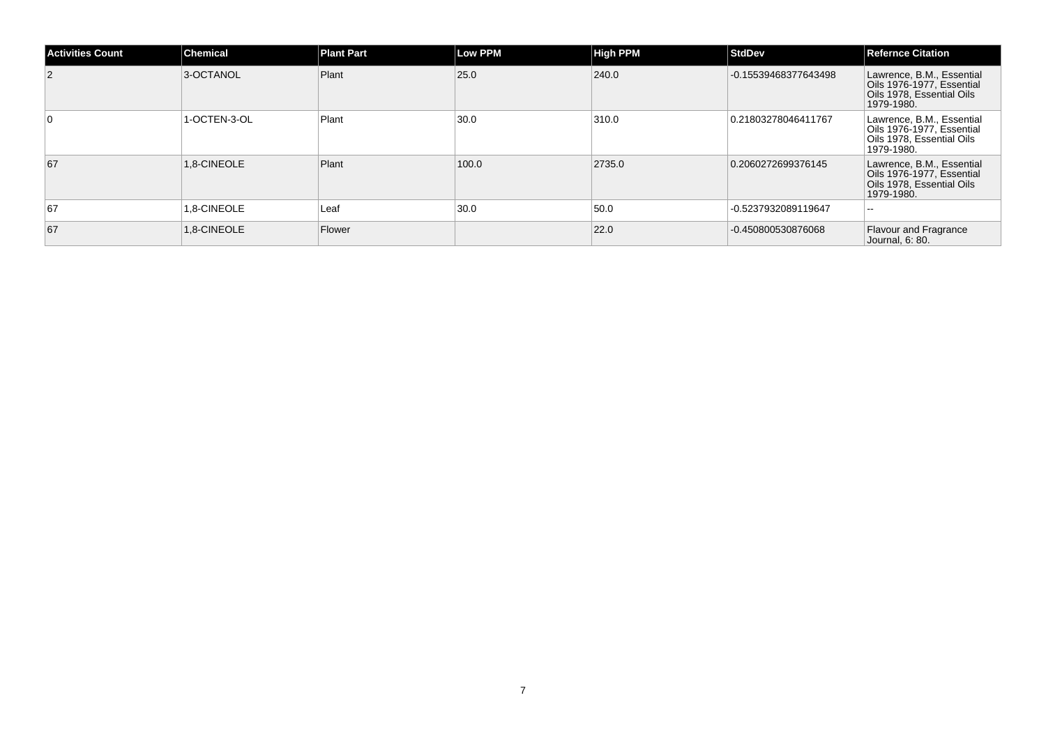| Activities Count | Chemical | Plant Part | Low PPM | High PPM | StdDev | Refernce Citation |
| --- | --- | --- | --- | --- | --- | --- |
| 2 | 3-OCTANOL | Plant | 25.0 | 240.0 | -0.15539468377643498 | Lawrence, B.M., Essential Oils 1976-1977, Essential Oils 1978, Essential Oils 1979-1980. |
| 0 | 1-OCTEN-3-OL | Plant | 30.0 | 310.0 | 0.21803278046411767 | Lawrence, B.M., Essential Oils 1976-1977, Essential Oils 1978, Essential Oils 1979-1980. |
| 67 | 1,8-CINEOLE | Plant | 100.0 | 2735.0 | 0.2060272699376145 | Lawrence, B.M., Essential Oils 1976-1977, Essential Oils 1978, Essential Oils 1979-1980. |
| 67 | 1,8-CINEOLE | Leaf | 30.0 | 50.0 | -0.5237932089119647 | -- |
| 67 | 1,8-CINEOLE | Flower | | 22.0 | -0.450800530876068 | Flavour and Fragrance Journal, 6: 80. |